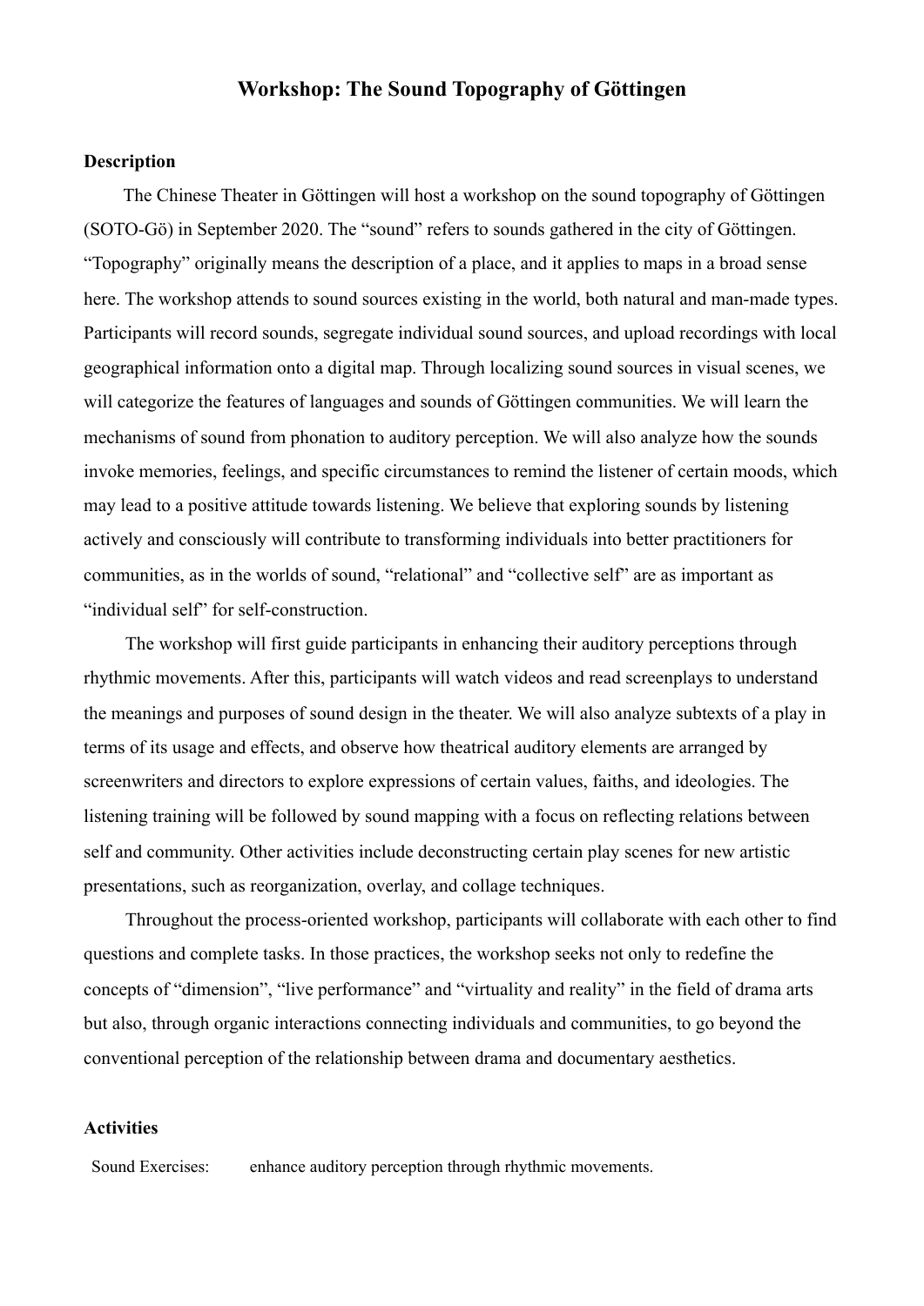# Workshop: The Sound Topography of Göttingen

## Description

The Chinese Theater in Göttingen will host a workshop on the sound topography of Göttingen (SOTO-Gö) in September 2020. The "sound" refers to sounds gathered in the city of Göttingen. "Topography" originally means the description of a place, and it applies to maps in a broad sense here. The workshop attends to sound sources existing in the world, both natural and man-made types. Participants will record sounds, segregate individual sound sources, and upload recordings with local geographical information onto a digital map. Through localizing sound sources in visual scenes, we will categorize the features of languages and sounds of Göttingen communities. We will learn the mechanisms of sound from phonation to auditory perception. We will also analyze how the sounds invoke memories, feelings, and specific circumstances to remind the listener of certain moods, which may lead to a positive attitude towards listening. We believe that exploring sounds by listening actively and consciously will contribute to transforming individuals into better practitioners for communities, as in the worlds of sound, "relational" and "collective self" are as important as "individual self" for self-construction.

The workshop will first guide participants in enhancing their auditory perceptions through rhythmic movements. After this, participants will watch videos and read screenplays to understand the meanings and purposes of sound design in the theater. We will also analyze subtexts of a play in terms of its usage and effects, and observe how theatrical auditory elements are arranged by screenwriters and directors to explore expressions of certain values, faiths, and ideologies. The listening training will be followed by sound mapping with a focus on reflecting relations between self and community. Other activities include deconstructing certain play scenes for new artistic presentations, such as reorganization, overlay, and collage techniques.

Throughout the process-oriented workshop, participants will collaborate with each other to find questions and complete tasks. In those practices, the workshop seeks not only to redefine the concepts of "dimension", "live performance" and "virtuality and reality" in the field of drama arts but also, through organic interactions connecting individuals and communities, to go beyond the conventional perception of the relationship between drama and documentary aesthetics.

## Activities

Sound Exercises: enhance auditory perception through rhythmic movements.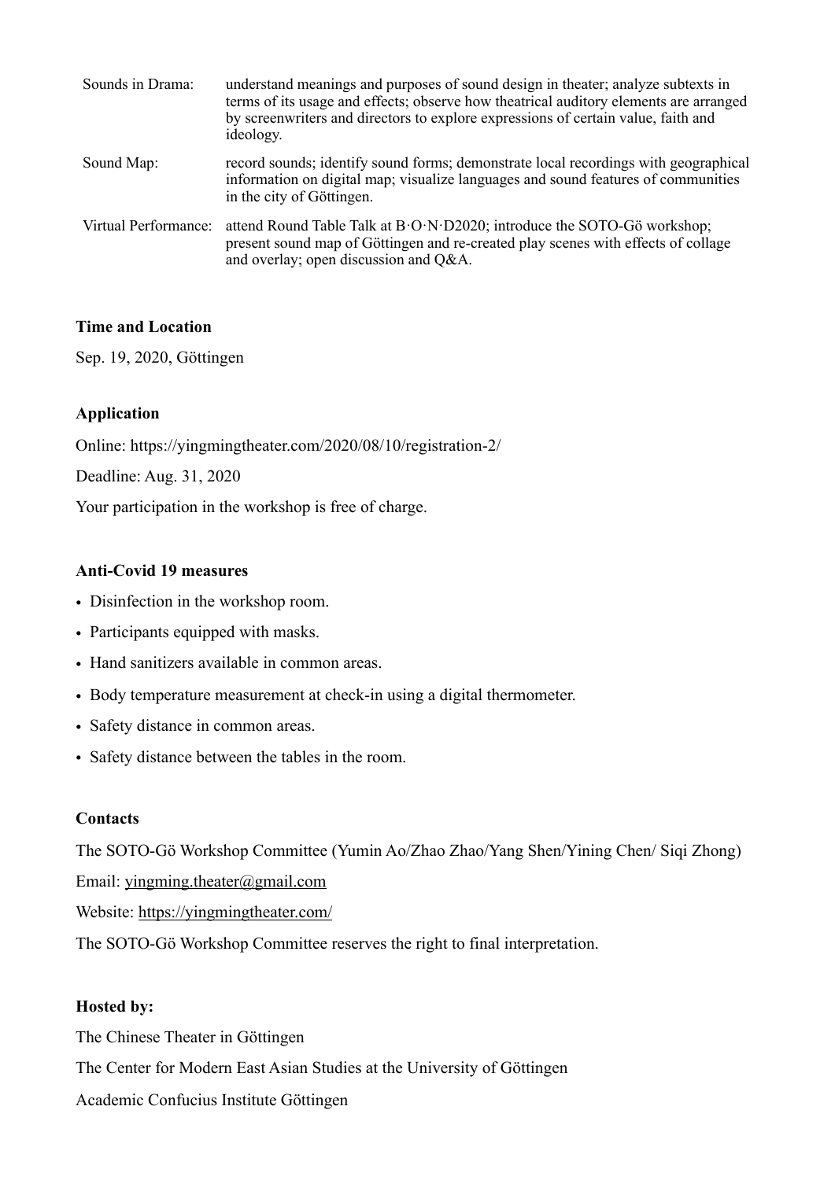| | |
|---|---|
| Sounds in Drama: | understand meanings and purposes of sound design in theater; analyze subtexts in terms of its usage and effects; observe how theatrical auditory elements are arranged by screenwriters and directors to explore expressions of certain value, faith and ideology. |
| Sound Map: | record sounds; identify sound forms; demonstrate local recordings with geographical information on digital map; visualize languages and sound features of communities in the city of Göttingen. |
| Virtual Performance: | attend Round Table Talk at B·O·N·D2020; introduce the SOTO-Gö workshop; present sound map of Göttingen and re-created play scenes with effects of collage and overlay; open discussion and Q&A. |

**Time and Location**

Sep. 19, 2020, Göttingen

**Application**

Online: https://yingmingtheater.com/2020/08/10/registration-2/

Deadline: Aug. 31, 2020

Your participation in the workshop is free of charge.

**Anti-Covid 19 measures**

- Disinfection in the workshop room.
- Participants equipped with masks.
- Hand sanitizers available in common areas.
- Body temperature measurement at check-in using a digital thermometer.
- Safety distance in common areas.
- Safety distance between the tables in the room.

**Contacts**

The SOTO-Gö Workshop Committee (Yumin Ao/Zhao Zhao/Yang Shen/Yining Chen/ Siqi Zhong)

Email: yingming.theater@gmail.com

Website: https://yingmingtheater.com/

The SOTO-Gö Workshop Committee reserves the right to final interpretation.

**Hosted by:**

The Chinese Theater in Göttingen

The Center for Modern East Asian Studies at the University of Göttingen

Academic Confucius Institute Göttingen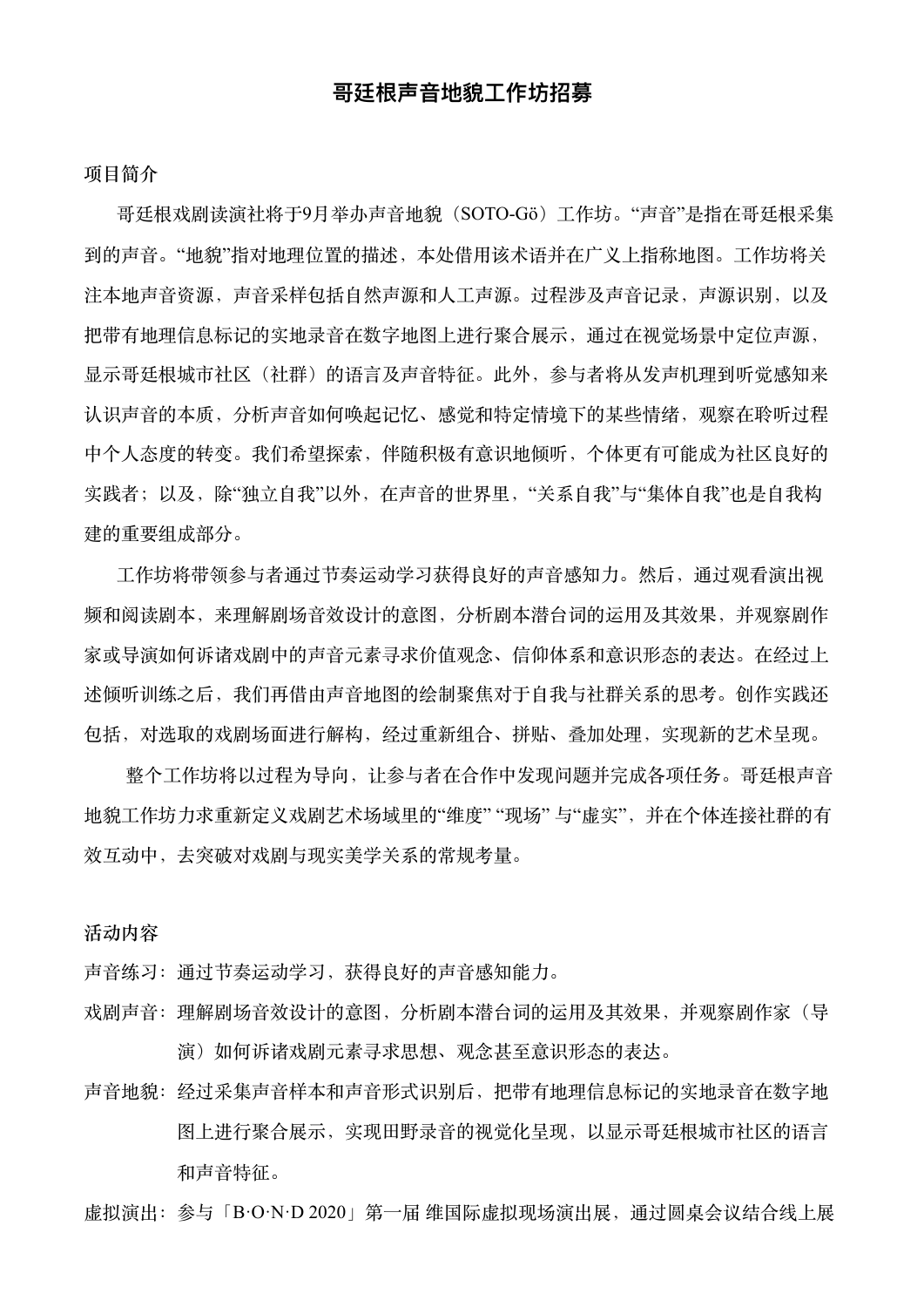# 哥廷根声音地貌工作坊招募

## 项目简介

哥廷根戏剧读演社将于9月举办声音地貌（SOTO-Gö）工作坊。“声音”是指在哥廷根采集到的声音。“地貌”指对地理位置的描述，本处借用该术语并在广义上指称地图。工作坊将关注本地声音资源，声音采样包括自然声源和人工声源。过程涉及声音记录，声源识别，以及把带有地理信息标记的实地录音在数字地图上进行聚合展示，通过在视觉场景中定位声源，显示哥廷根城市社区（社群）的语言及声音特征。此外，参与者将从发声机理到听觉感知来认识声音的本质，分析声音如何唤起记忆、感觉和特定情境下的某些情绪，观察在聆听过程中个人态度的转变。我们希望探索，伴随积极有意识地倾听，个体更有可能成为社区良好的实践者；以及，除“独立自我”以外，在声音的世界里，“关系自我”与“集体自我”也是自我构建的重要组成部分。

工作坊将带领参与者通过节奏运动学习获得良好的声音感知力。然后，通过观看演出视频和阅读剧本，来理解剧场音效设计的意图，分析剧本潜台词的运用及其效果，并观察剧作家或导演如何诉诸戏剧中的声音元素寻求价值观念、信仰体系和意识形态的表达。在经过上述倾听训练之后，我们再借由声音地图的绘制聚焦对于自我与社群关系的思考。创作实践还包括，对选取的戏剧场面进行解构，经过重新组合、拼贴、叠加处理，实现新的艺术呈现。

整个工作坊将以过程为导向，让参与者在合作中发现问题并完成各项任务。哥廷根声音地貌工作坊力求重新定义戏剧艺术场域里的“维度” “现场” 与“虚实”，并在个体连接社群的有效互动中，去突破对戏剧与现实美学关系的常规考量。

## 活动内容

声音练习：通过节奏运动学习，获得良好的声音感知能力。

戏剧声音：理解剧场音效设计的意图，分析剧本潜台词的运用及其效果，并观察剧作家（导演）如何诉诸戏剧元素寻求思想、观念甚至意识形态的表达。

声音地貌：经过采集声音样本和声音形式识别后，把带有地理信息标记的实地录音在数字地图上进行聚合展示，实现田野录音的视觉化呈现，以显示哥廷根城市社区的语言和声音特征。

虚拟演出：参与「B·O·N·D 2020」第一届 维国际虚拟现场演出展，通过圆桌会议结合线上展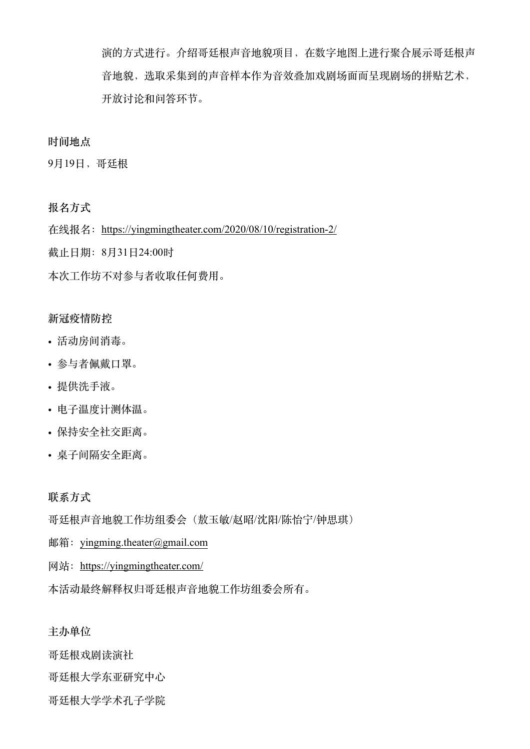演的方式进行。介绍哥廷根声音地貌项目，在数字地图上进行聚合展示哥廷根声音地貌，选取采集到的声音样本作为音效叠加戏剧场面而呈现剧场的拼贴艺术，开放讨论和问答环节。

**时间地点**

9月19日，哥廷根

**报名方式**

在线报名：https://yingmingtheater.com/2020/08/10/registration-2/

截止日期：8月31日24:00时

本次工作坊不对参与者收取任何费用。

**新冠疫情防控**

- 活动房间消毒。
- 参与者佩戴口罩。
- 提供洗手液。
- 电子温度计测体温。
- 保持安全社交距离。
- 桌子间隔安全距离。

**联系方式**

哥廷根声音地貌工作坊组委会（敖玉敏/赵昭/沈阳/陈怡宁/钟思琪）

邮箱：yingming.theater@gmail.com

网站：https://yingmingtheater.com/

本活动最终解释权归哥廷根声音地貌工作坊组委会所有。

**主办单位**

哥廷根戏剧读演社

哥廷根大学东亚研究中心

哥廷根大学学术孔子学院